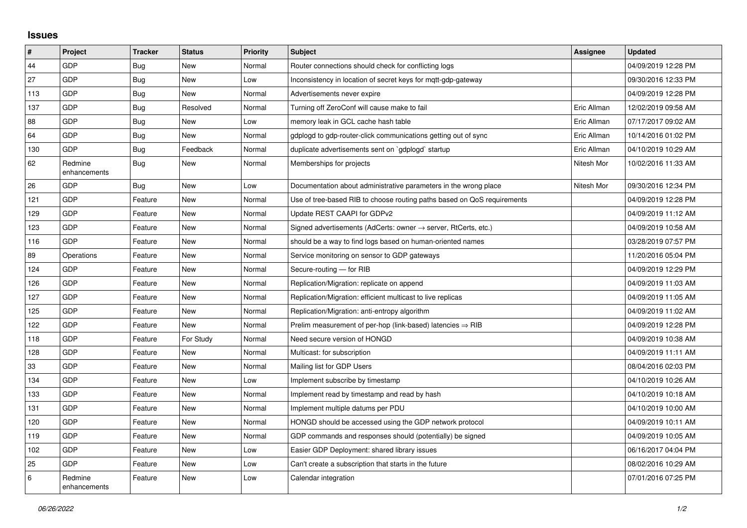## Issues

| # | Project | Tracker | Status | Priority | Subject | Assignee | Updated |
|---|---|---|---|---|---|---|---|
| 44 | GDP | Bug | New | Normal | Router connections should check for conflicting logs | | 04/09/2019 12:28 PM |
| 27 | GDP | Bug | New | Low | Inconsistency in location of secret keys for mqtt-gdp-gateway | | 09/30/2016 12:33 PM |
| 113 | GDP | Bug | New | Normal | Advertisements never expire | | 04/09/2019 12:28 PM |
| 137 | GDP | Bug | Resolved | Normal | Turning off ZeroConf will cause make to fail | Eric Allman | 12/02/2019 09:58 AM |
| 88 | GDP | Bug | New | Low | memory leak in GCL cache hash table | Eric Allman | 07/17/2017 09:02 AM |
| 64 | GDP | Bug | New | Normal | gdplogd to gdp-router-click communications getting out of sync | Eric Allman | 10/14/2016 01:02 PM |
| 130 | GDP | Bug | Feedback | Normal | duplicate advertisements sent on `gdplogd` startup | Eric Allman | 04/10/2019 10:29 AM |
| 62 | Redmine enhancements | Bug | New | Normal | Memberships for projects | Nitesh Mor | 10/02/2016 11:33 AM |
| 26 | GDP | Bug | New | Low | Documentation about administrative parameters in the wrong place | Nitesh Mor | 09/30/2016 12:34 PM |
| 121 | GDP | Feature | New | Normal | Use of tree-based RIB to choose routing paths based on QoS requirements | | 04/09/2019 12:28 PM |
| 129 | GDP | Feature | New | Normal | Update REST CAAPI for GDPv2 | | 04/09/2019 11:12 AM |
| 123 | GDP | Feature | New | Normal | Signed advertisements (AdCerts: owner → server, RtCerts, etc.) | | 04/09/2019 10:58 AM |
| 116 | GDP | Feature | New | Normal | should be a way to find logs based on human-oriented names | | 03/28/2019 07:57 PM |
| 89 | Operations | Feature | New | Normal | Service monitoring on sensor to GDP gateways | | 11/20/2016 05:04 PM |
| 124 | GDP | Feature | New | Normal | Secure-routing — for RIB | | 04/09/2019 12:29 PM |
| 126 | GDP | Feature | New | Normal | Replication/Migration: replicate on append | | 04/09/2019 11:03 AM |
| 127 | GDP | Feature | New | Normal | Replication/Migration: efficient multicast to live replicas | | 04/09/2019 11:05 AM |
| 125 | GDP | Feature | New | Normal | Replication/Migration: anti-entropy algorithm | | 04/09/2019 11:02 AM |
| 122 | GDP | Feature | New | Normal | Prelim measurement of per-hop (link-based) latencies ⇒ RIB | | 04/09/2019 12:28 PM |
| 118 | GDP | Feature | For Study | Normal | Need secure version of HONGD | | 04/09/2019 10:38 AM |
| 128 | GDP | Feature | New | Normal | Multicast: for subscription | | 04/09/2019 11:11 AM |
| 33 | GDP | Feature | New | Normal | Mailing list for GDP Users | | 08/04/2016 02:03 PM |
| 134 | GDP | Feature | New | Low | Implement subscribe by timestamp | | 04/10/2019 10:26 AM |
| 133 | GDP | Feature | New | Normal | Implement read by timestamp and read by hash | | 04/10/2019 10:18 AM |
| 131 | GDP | Feature | New | Normal | Implement multiple datums per PDU | | 04/10/2019 10:00 AM |
| 120 | GDP | Feature | New | Normal | HONGD should be accessed using the GDP network protocol | | 04/09/2019 10:11 AM |
| 119 | GDP | Feature | New | Normal | GDP commands and responses should (potentially) be signed | | 04/09/2019 10:05 AM |
| 102 | GDP | Feature | New | Low | Easier GDP Deployment: shared library issues | | 06/16/2017 04:04 PM |
| 25 | GDP | Feature | New | Low | Can't create a subscription that starts in the future | | 08/02/2016 10:29 AM |
| 6 | Redmine enhancements | Feature | New | Low | Calendar integration | | 07/01/2016 07:25 PM |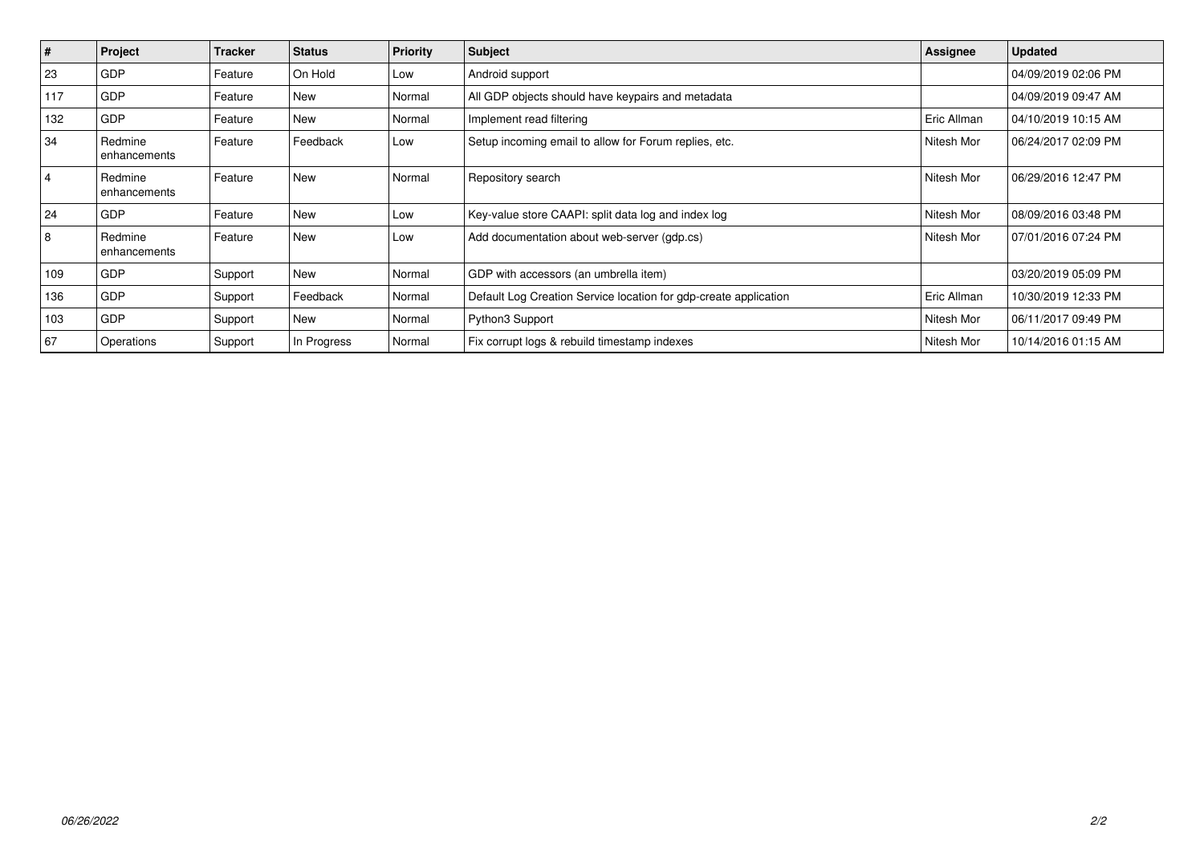| # | Project | Tracker | Status | Priority | Subject | Assignee | Updated |
|---|---|---|---|---|---|---|---|
| 23 | GDP | Feature | On Hold | Low | Android support | | 04/09/2019 02:06 PM |
| 117 | GDP | Feature | New | Normal | All GDP objects should have keypairs and metadata | | 04/09/2019 09:47 AM |
| 132 | GDP | Feature | New | Normal | Implement read filtering | Eric Allman | 04/10/2019 10:15 AM |
| 34 | Redmine enhancements | Feature | Feedback | Low | Setup incoming email to allow for Forum replies, etc. | Nitesh Mor | 06/24/2017 02:09 PM |
| 4 | Redmine enhancements | Feature | New | Normal | Repository search | Nitesh Mor | 06/29/2016 12:47 PM |
| 24 | GDP | Feature | New | Low | Key-value store CAAPI: split data log and index log | Nitesh Mor | 08/09/2016 03:48 PM |
| 8 | Redmine enhancements | Feature | New | Low | Add documentation about web-server (gdp.cs) | Nitesh Mor | 07/01/2016 07:24 PM |
| 109 | GDP | Support | New | Normal | GDP with accessors (an umbrella item) | | 03/20/2019 05:09 PM |
| 136 | GDP | Support | Feedback | Normal | Default Log Creation Service location for gdp-create application | Eric Allman | 10/30/2019 12:33 PM |
| 103 | GDP | Support | New | Normal | Python3 Support | Nitesh Mor | 06/11/2017 09:49 PM |
| 67 | Operations | Support | In Progress | Normal | Fix corrupt logs & rebuild timestamp indexes | Nitesh Mor | 10/14/2016 01:15 AM |